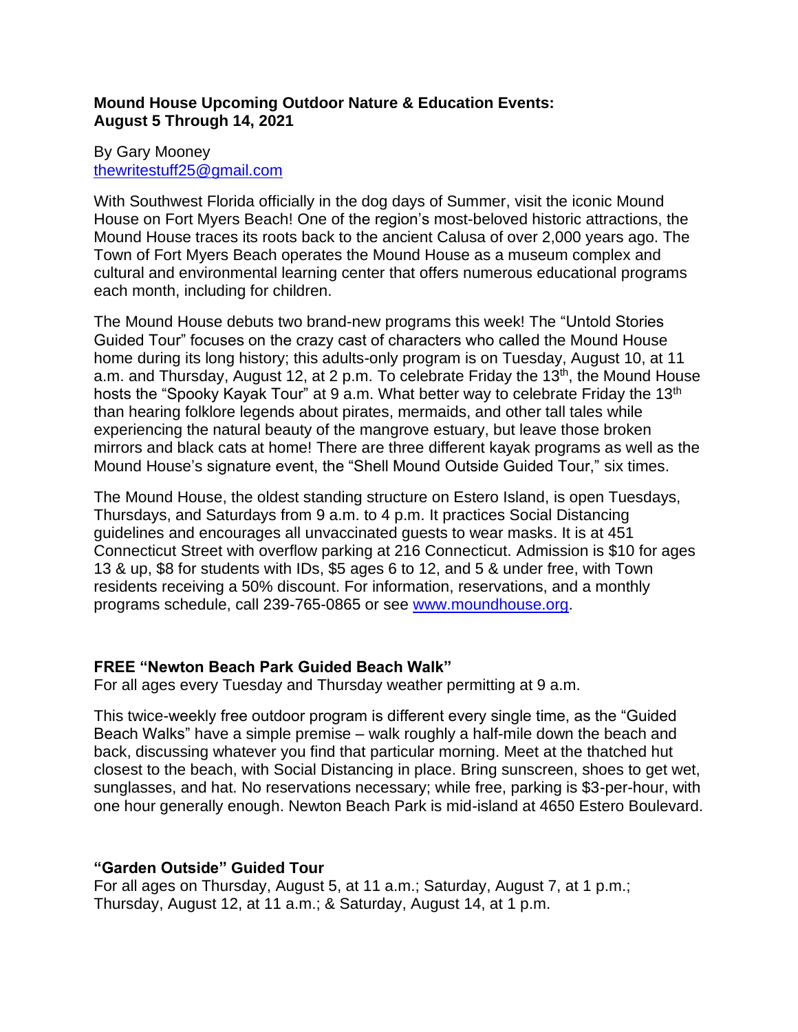**Mound House Upcoming Outdoor Nature & Education Events:**
**August 5 Through 14, 2021**

By Gary Mooney
thewritestuff25@gmail.com

With Southwest Florida officially in the dog days of Summer, visit the iconic Mound House on Fort Myers Beach! One of the region's most-beloved historic attractions, the Mound House traces its roots back to the ancient Calusa of over 2,000 years ago. The Town of Fort Myers Beach operates the Mound House as a museum complex and cultural and environmental learning center that offers numerous educational programs each month, including for children.

The Mound House debuts two brand-new programs this week! The "Untold Stories Guided Tour" focuses on the crazy cast of characters who called the Mound House home during its long history; this adults-only program is on Tuesday, August 10, at 11 a.m. and Thursday, August 12, at 2 p.m. To celebrate Friday the 13th, the Mound House hosts the "Spooky Kayak Tour" at 9 a.m. What better way to celebrate Friday the 13th than hearing folklore legends about pirates, mermaids, and other tall tales while experiencing the natural beauty of the mangrove estuary, but leave those broken mirrors and black cats at home! There are three different kayak programs as well as the Mound House's signature event, the "Shell Mound Outside Guided Tour," six times.

The Mound House, the oldest standing structure on Estero Island, is open Tuesdays, Thursdays, and Saturdays from 9 a.m. to 4 p.m. It practices Social Distancing guidelines and encourages all unvaccinated guests to wear masks. It is at 451 Connecticut Street with overflow parking at 216 Connecticut. Admission is $10 for ages 13 & up, $8 for students with IDs, $5 ages 6 to 12, and 5 & under free, with Town residents receiving a 50% discount. For information, reservations, and a monthly programs schedule, call 239-765-0865 or see www.moundhouse.org.

**FREE "Newton Beach Park Guided Beach Walk"**
For all ages every Tuesday and Thursday weather permitting at 9 a.m.

This twice-weekly free outdoor program is different every single time, as the "Guided Beach Walks" have a simple premise – walk roughly a half-mile down the beach and back, discussing whatever you find that particular morning. Meet at the thatched hut closest to the beach, with Social Distancing in place. Bring sunscreen, shoes to get wet, sunglasses, and hat. No reservations necessary; while free, parking is $3-per-hour, with one hour generally enough. Newton Beach Park is mid-island at 4650 Estero Boulevard.

**"Garden Outside" Guided Tour**
For all ages on Thursday, August 5, at 11 a.m.; Saturday, August 7, at 1 p.m.; Thursday, August 12, at 11 a.m.; & Saturday, August 14, at 1 p.m.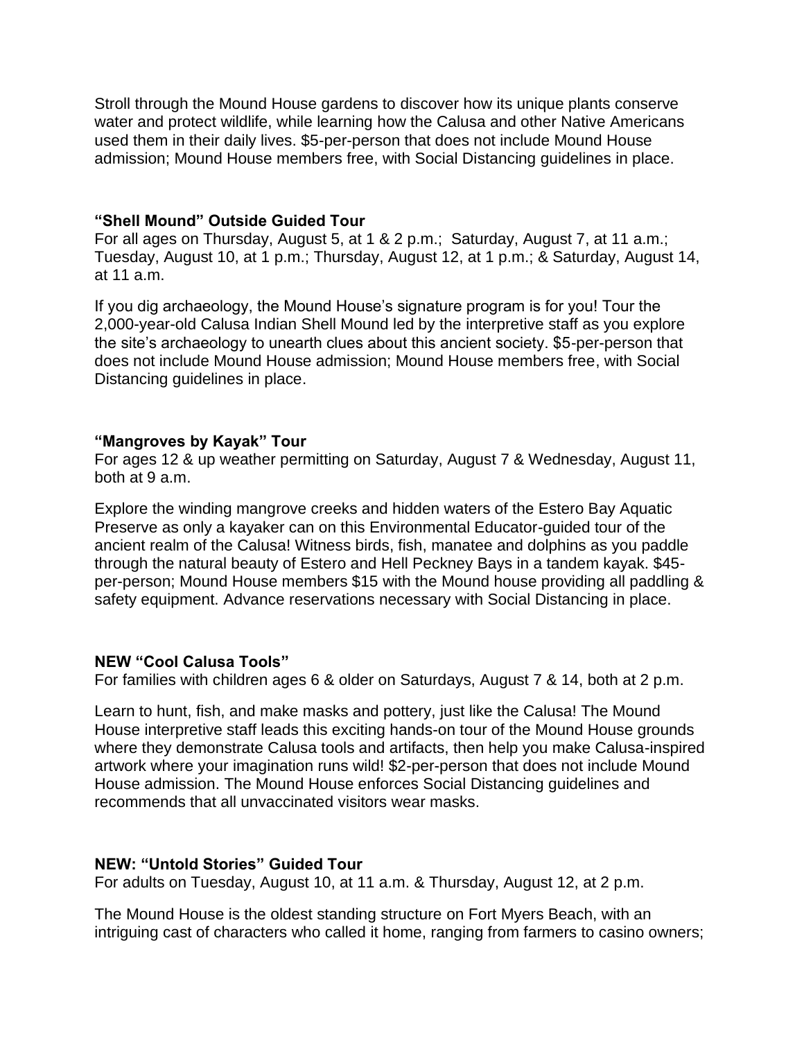Stroll through the Mound House gardens to discover how its unique plants conserve water and protect wildlife, while learning how the Calusa and other Native Americans used them in their daily lives. $5-per-person that does not include Mound House admission; Mound House members free, with Social Distancing guidelines in place.

**"Shell Mound" Outside Guided Tour**
For all ages on Thursday, August 5, at 1 & 2 p.m.; Saturday, August 7, at 11 a.m.; Tuesday, August 10, at 1 p.m.; Thursday, August 12, at 1 p.m.; & Saturday, August 14, at 11 a.m.

If you dig archaeology, the Mound House's signature program is for you! Tour the 2,000-year-old Calusa Indian Shell Mound led by the interpretive staff as you explore the site's archaeology to unearth clues about this ancient society. $5-per-person that does not include Mound House admission; Mound House members free, with Social Distancing guidelines in place.

**"Mangroves by Kayak" Tour**
For ages 12 & up weather permitting on Saturday, August 7 & Wednesday, August 11, both at 9 a.m.

Explore the winding mangrove creeks and hidden waters of the Estero Bay Aquatic Preserve as only a kayaker can on this Environmental Educator-guided tour of the ancient realm of the Calusa! Witness birds, fish, manatee and dolphins as you paddle through the natural beauty of Estero and Hell Peckney Bays in a tandem kayak. $45-per-person; Mound House members $15 with the Mound house providing all paddling & safety equipment. Advance reservations necessary with Social Distancing in place.

**NEW "Cool Calusa Tools"**
For families with children ages 6 & older on Saturdays, August 7 & 14, both at 2 p.m.

Learn to hunt, fish, and make masks and pottery, just like the Calusa! The Mound House interpretive staff leads this exciting hands-on tour of the Mound House grounds where they demonstrate Calusa tools and artifacts, then help you make Calusa-inspired artwork where your imagination runs wild! $2-per-person that does not include Mound House admission. The Mound House enforces Social Distancing guidelines and recommends that all unvaccinated visitors wear masks.

**NEW: "Untold Stories" Guided Tour**
For adults on Tuesday, August 10, at 11 a.m. & Thursday, August 12, at 2 p.m.

The Mound House is the oldest standing structure on Fort Myers Beach, with an intriguing cast of characters who called it home, ranging from farmers to casino owners;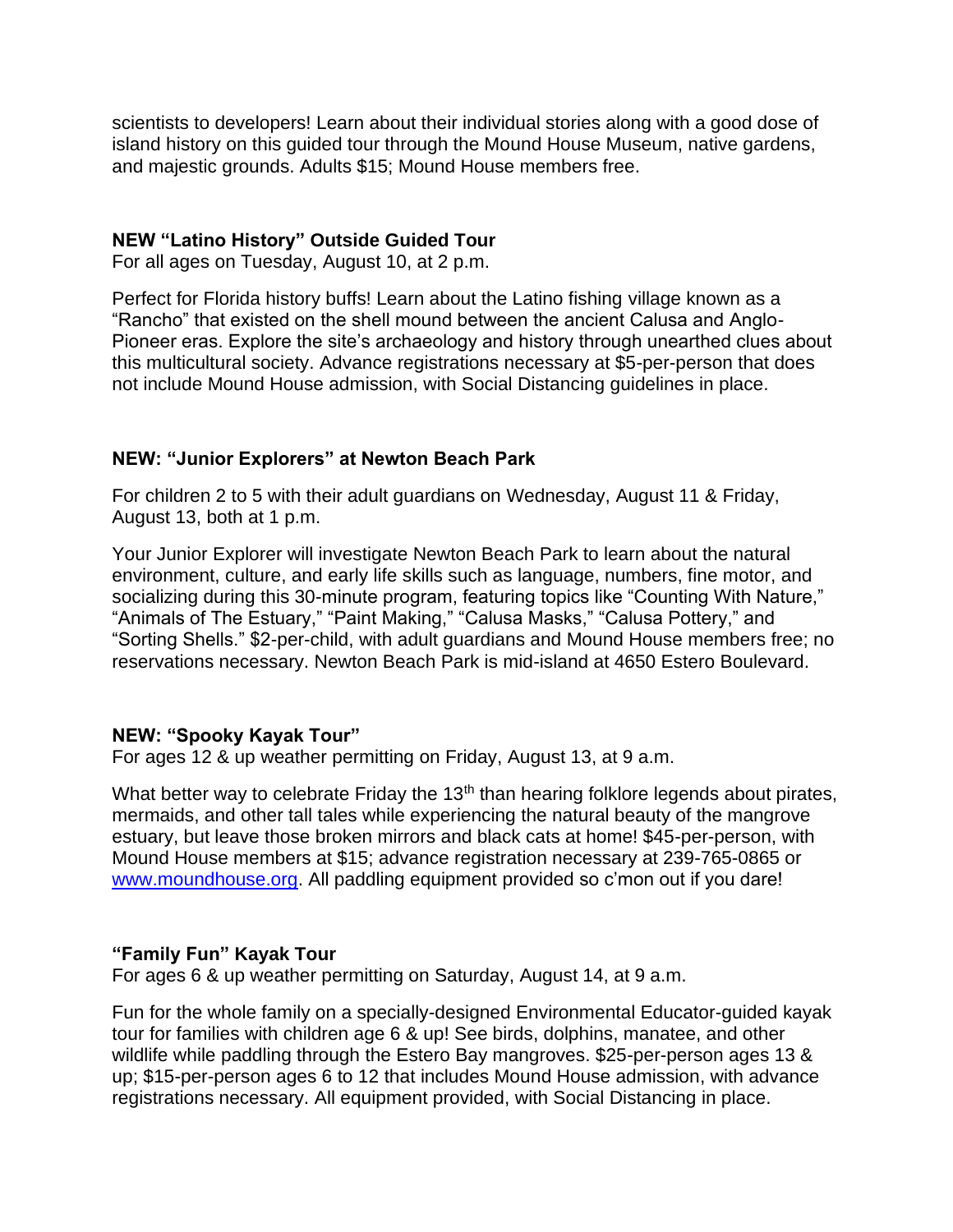scientists to developers! Learn about their individual stories along with a good dose of island history on this guided tour through the Mound House Museum, native gardens, and majestic grounds. Adults $15; Mound House members free.

**NEW "Latino History" Outside Guided Tour**
For all ages on Tuesday, August 10, at 2 p.m.

Perfect for Florida history buffs! Learn about the Latino fishing village known as a "Rancho" that existed on the shell mound between the ancient Calusa and Anglo-Pioneer eras. Explore the site's archaeology and history through unearthed clues about this multicultural society. Advance registrations necessary at $5-per-person that does not include Mound House admission, with Social Distancing guidelines in place.

**NEW: "Junior Explorers" at Newton Beach Park**

For children 2 to 5 with their adult guardians on Wednesday, August 11 & Friday, August 13, both at 1 p.m.

Your Junior Explorer will investigate Newton Beach Park to learn about the natural environment, culture, and early life skills such as language, numbers, fine motor, and socializing during this 30-minute program, featuring topics like "Counting With Nature," "Animals of The Estuary," "Paint Making," "Calusa Masks," "Calusa Pottery," and "Sorting Shells." $2-per-child, with adult guardians and Mound House members free; no reservations necessary. Newton Beach Park is mid-island at 4650 Estero Boulevard.

**NEW: "Spooky Kayak Tour"**
For ages 12 & up weather permitting on Friday, August 13, at 9 a.m.

What better way to celebrate Friday the 13th than hearing folklore legends about pirates, mermaids, and other tall tales while experiencing the natural beauty of the mangrove estuary, but leave those broken mirrors and black cats at home! $45-per-person, with Mound House members at $15; advance registration necessary at 239-765-0865 or [www.moundhouse.org](http://www.moundhouse.org). All paddling equipment provided so c'mon out if you dare!

**"Family Fun" Kayak Tour**
For ages 6 & up weather permitting on Saturday, August 14, at 9 a.m.

Fun for the whole family on a specially-designed Environmental Educator-guided kayak tour for families with children age 6 & up! See birds, dolphins, manatee, and other wildlife while paddling through the Estero Bay mangroves. $25-per-person ages 13 & up; $15-per-person ages 6 to 12 that includes Mound House admission, with advance registrations necessary. All equipment provided, with Social Distancing in place.